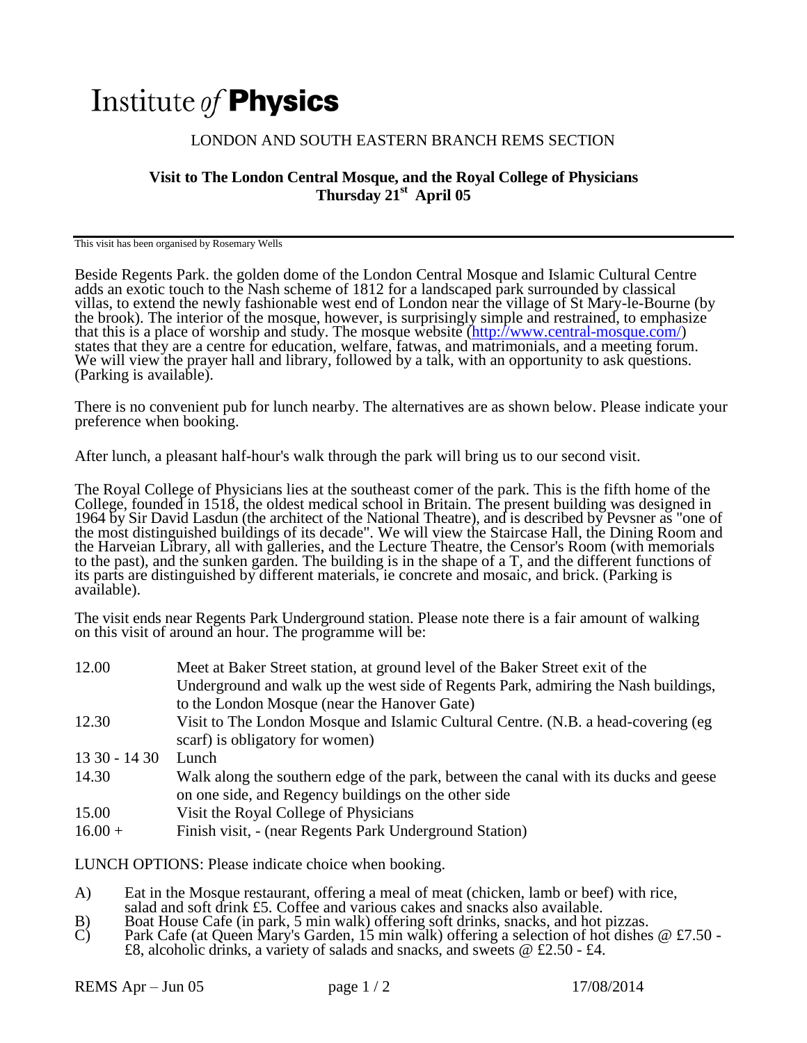# Institute *of* **Physics**

LONDON AND SOUTH EASTERN BRANCH REMS SECTION

## Visit to The London Central Mosque, and the Royal College of Physicians
## Thursday 21st April 05

This visit has been organised by Rosemary Wells

Beside Regents Park. the golden dome of the London Central Mosque and Islamic Cultural Centre adds an exotic touch to the Nash scheme of 1812 for a landscaped park surrounded by classical villas, to extend the newly fashionable west end of London near the village of St Mary-le-Bourne (by the brook). The interior of the mosque, however, is surprisingly simple and restrained, to emphasize that this is a place of worship and study. The mosque website (http://www.central-mosque.com/) states that they are a centre for education, welfare, fatwas, and matrimonials, and a meeting forum. We will view the prayer hall and library, followed by a talk, with an opportunity to ask questions. (Parking is available).

There is no convenient pub for lunch nearby. The alternatives are as shown below. Please indicate your preference when booking.

After lunch, a pleasant half-hour's walk through the park will bring us to our second visit.

The Royal College of Physicians lies at the southeast comer of the park. This is the fifth home of the College, founded in 1518, the oldest medical school in Britain. The present building was designed in 1964 by Sir David Lasdun (the architect of the National Theatre), and is described by Pevsner as "one of the most distinguished buildings of its decade". We will view the Staircase Hall, the Dining Room and the Harveian Library, all with galleries, and the Lecture Theatre, the Censor's Room (with memorials to the past), and the sunken garden. The building is in the shape of a T, and the different functions of its parts are distinguished by different materials, ie concrete and mosaic, and brick. (Parking is available).

The visit ends near Regents Park Underground station. Please note there is a fair amount of walking on this visit of around an hour. The programme will be:

| | |
|---|---|
| 12.00 | Meet at Baker Street station, at ground level of the Baker Street exit of the Underground and walk up the west side of Regents Park, admiring the Nash buildings, to the London Mosque (near the Hanover Gate) |
| 12.30 | Visit to The London Mosque and Islamic Cultural Centre. (N.B. a head-covering (eg scarf) is obligatory for women) |
| 13 30 - 14 30 | Lunch |
| 14.30 | Walk along the southern edge of the park, between the canal with its ducks and geese on one side, and Regency buildings on the other side |
| 15.00 | Visit the Royal College of Physicians |
| 16.00 + | Finish visit, - (near Regents Park Underground Station) |

LUNCH OPTIONS: Please indicate choice when booking.

A) Eat in the Mosque restaurant, offering a meal of meat (chicken, lamb or beef) with rice, salad and soft drink £5. Coffee and various cakes and snacks also available.
B) Boat House Cafe (in park, 5 min walk) offering soft drinks, snacks, and hot pizzas.
C) Park Cafe (at Queen Mary's Garden, 15 min walk) offering a selection of hot dishes @ £7.50 - £8, alcoholic drinks, a variety of salads and snacks, and sweets @ £2.50 - £4.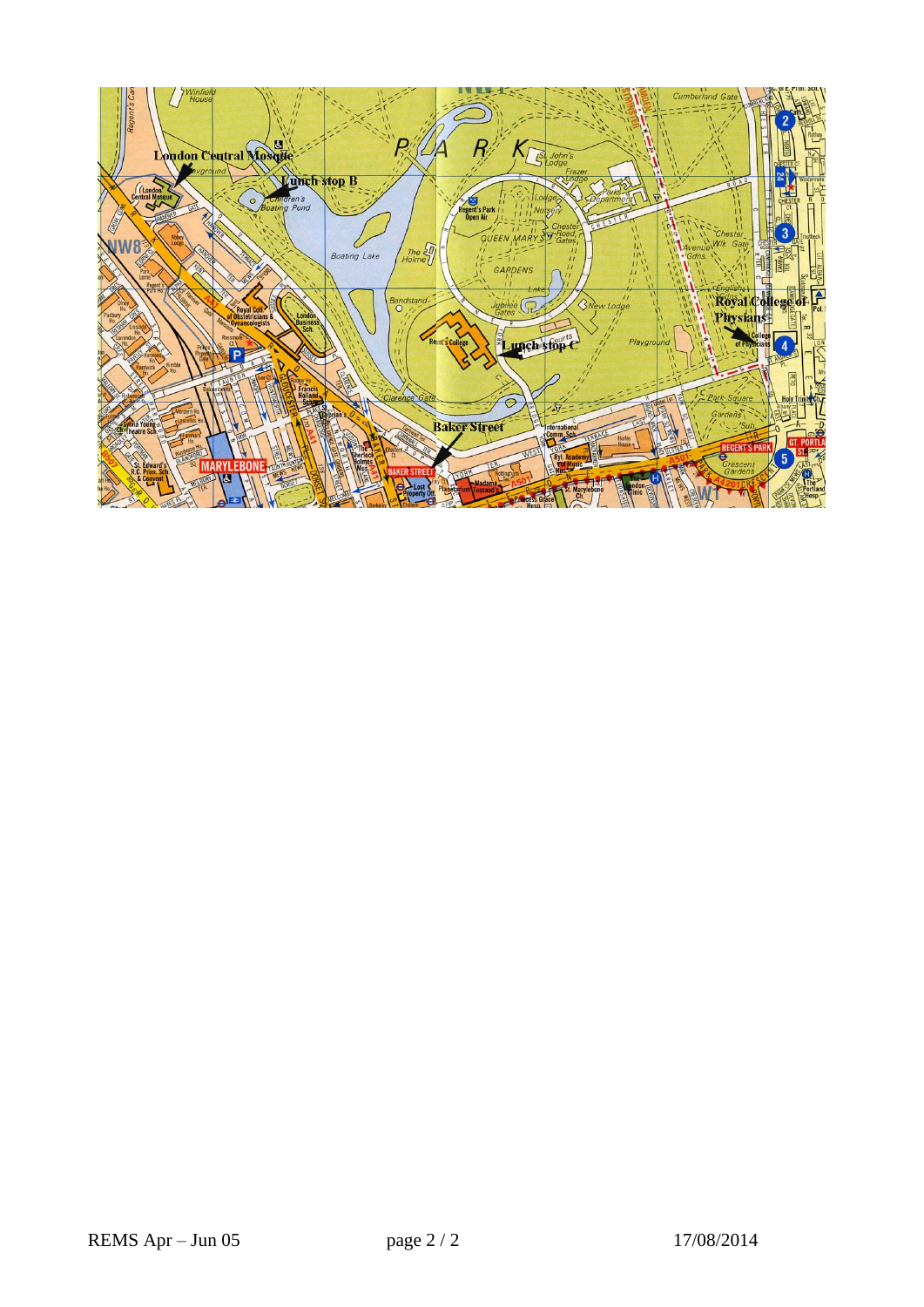London Central Mosque

Lunch stop B

Lunch stop C

Baker Street

Royal College of Physians